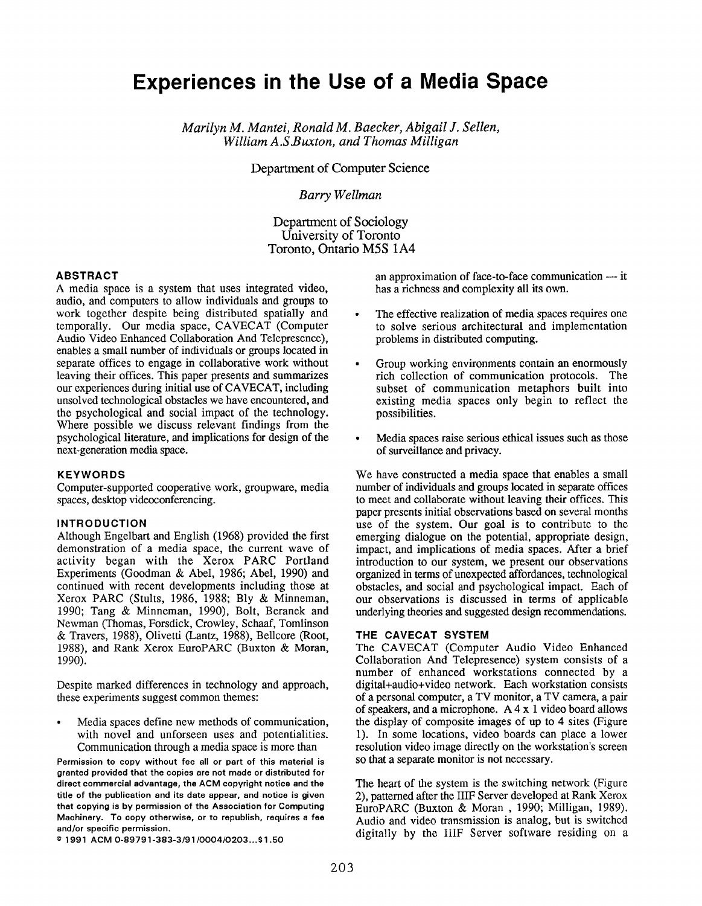# Experiences in the Use of a Media Space

*Marilyn M. Mantei, Ronald M. Baecker, Abigail J. Sellen, William A.S.Buxton, and Thomas Milligan*

Department of Computer Science

*Barry Wellman*

Department of Sociology
University of Toronto
Toronto, Ontario M5S 1A4

### ABSTRACT

A media space is a system that uses integrated video, audio, and computers to allow individuals and groups to work together despite being distributed spatially and temporally. Our media space, CAVECAT (Computer Audio Video Enhanced Collaboration And Telepresence), enables a small number of individuals or groups located in separate offices to engage in collaborative work without leaving their offices. This paper presents and summarizes our experiences during initial use of CAVECAT, including unsolved technological obstacles we have encountered, and the psychological and social impact of the technology. Where possible we discuss relevant findings from the psychological literature, and implications for design of the next-generation media space.

### KEYWORDS

Computer-supported cooperative work, groupware, media spaces, desktop videoconferencing.

### INTRODUCTION

Although Engelbart and English (1968) provided the first demonstration of a media space, the current wave of activity began with the Xerox PARC Portland Experiments (Goodman & Abel, 1986; Abel, 1990) and continued with recent developments including those at Xerox PARC (Stults, 1986, 1988; Bly & Minneman, 1990; Tang & Minneman, 1990), Bolt, Beranek and Newman (Thomas, Forsdick, Crowley, Schaaf, Tomlinson & Travers, 1988), Olivetti (Lantz, 1988), Bellcore (Root, 1988), and Rank Xerox EuroPARC (Buxton & Moran, 1990).

Despite marked differences in technology and approach, these experiments suggest common themes:

- Media spaces define new methods of communication, with novel and unforseen uses and potentialities. Communication through a media space is more than an approximation of face-to-face communication — it has a richness and complexity all its own.
- The effective realization of media spaces requires one to solve serious architectural and implementation problems in distributed computing.
- Group working environments contain an enormously rich collection of communication protocols. The subset of communication metaphors built into existing media spaces only begin to reflect the possibilities.
- Media spaces raise serious ethical issues such as those of surveillance and privacy.

We have constructed a media space that enables a small number of individuals and groups located in separate offices to meet and collaborate without leaving their offices. This paper presents initial observations based on several months use of the system. Our goal is to contribute to the emerging dialogue on the potential, appropriate design, impact, and implications of media spaces. After a brief introduction to our system, we present our observations organized in terms of unexpected affordances, technological obstacles, and social and psychological impact. Each of our observations is discussed in terms of applicable underlying theories and suggested design recommendations.

### THE CAVECAT SYSTEM

The CAVECAT (Computer Audio Video Enhanced Collaboration And Telepresence) system consists of a number of enhanced workstations connected by a digital+audio+video network. Each workstation consists of a personal computer, a TV monitor, a TV camera, a pair of speakers, and a microphone. A 4 x 1 video board allows the display of composite images of up to 4 sites (Figure 1). In some locations, video boards can place a lower resolution video image directly on the workstation's screen so that a separate monitor is not necessary.

The heart of the system is the switching network (Figure 2), patterned after the IIIF Server developed at Rank Xerox EuroPARC (Buxton & Moran , 1990; Milligan, 1989). Audio and video transmission is analog, but is switched digitally by the IIIF Server software residing on a

Permission to copy without fee all or part of this material is granted provided that the copies are not made or distributed for direct commercial advantage, the ACM copyright notice and the title of the publication and its date appear, and notice is given that copying is by permission of the Association for Computing Machinery. To copy otherwise, or to republish, requires a fee and/or specific permission.
© 1991 ACM 0-89791-383-3/91/0004/0203...$1.50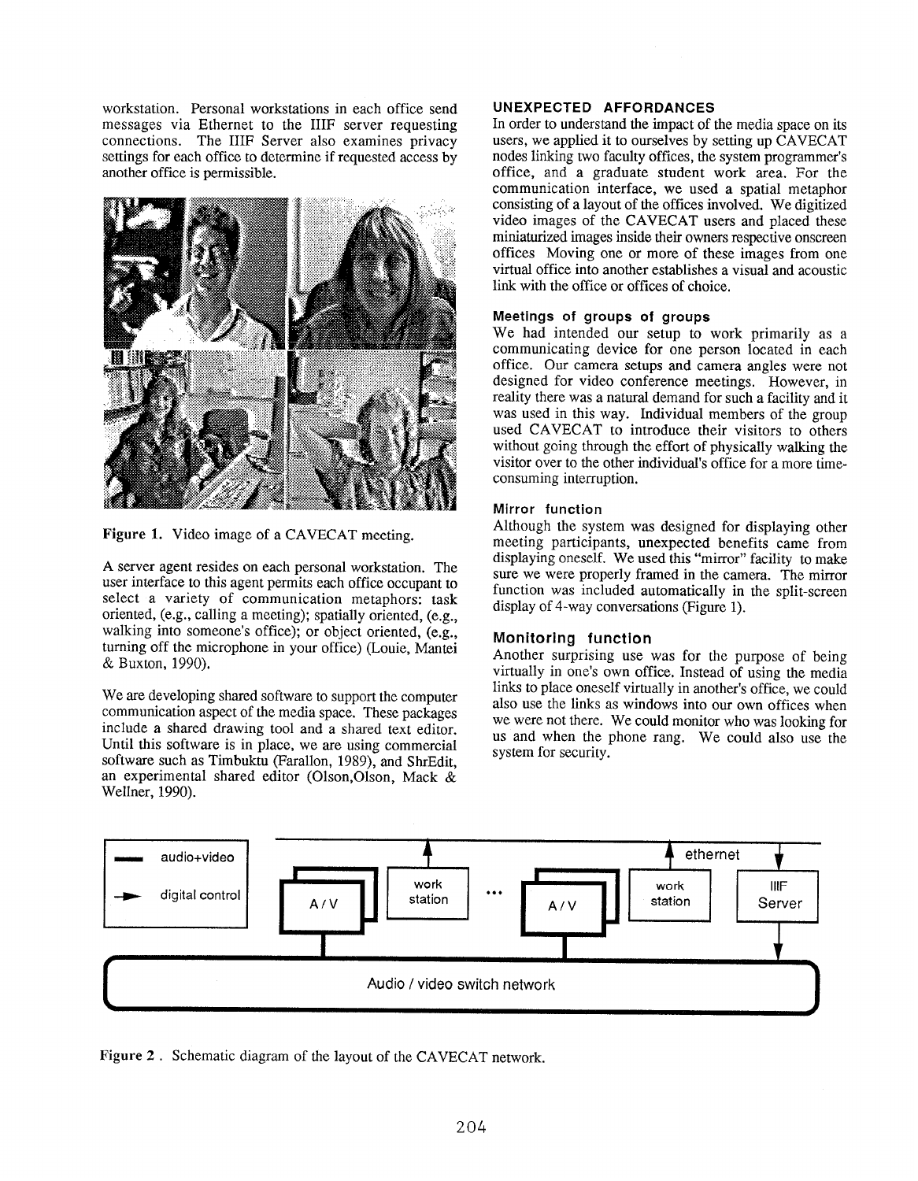workstation. Personal workstations in each office send messages via Ethernet to the IIIF server requesting connections. The IIIF Server also examines privacy settings for each office to determine if requested access by another office is permissible.

Figure 1. Video image of a CAVECAT meeting.

A server agent resides on each personal workstation. The user interface to this agent permits each office occupant to select a variety of communication metaphors: task oriented, (e.g., calling a meeting); spatially oriented, (e.g., walking into someone's office); or object oriented, (e.g., turning off the microphone in your office) (Louie, Mantei & Buxton, 1990).

We are developing shared software to support the computer communication aspect of the media space. These packages include a shared drawing tool and a shared text editor. Until this software is in place, we are using commercial software such as Timbuktu (Farallon, 1989), and ShrEdit, an experimental shared editor (Olson,Olson, Mack & Wellner, 1990).

## UNEXPECTED AFFORDANCES

In order to understand the impact of the media space on its users, we applied it to ourselves by setting up CAVECAT nodes linking two faculty offices, the system programmer's office, and a graduate student work area. For the communication interface, we used a spatial metaphor consisting of a layout of the offices involved. We digitized video images of the CAVECAT users and placed these miniaturized images inside their owners respective onscreen offices Moving one or more of these images from one virtual office into another establishes a visual and acoustic link with the office or offices of choice.

### Meetings of groups of groups

We had intended our setup to work primarily as a communicating device for one person located in each office. Our camera setups and camera angles were not designed for video conference meetings. However, in reality there was a natural demand for such a facility and it was used in this way. Individual members of the group used CAVECAT to introduce their visitors to others without going through the effort of physically walking the visitor over to the other individual's office for a more time-consuming interruption.

### Mirror function

Although the system was designed for displaying other meeting participants, unexpected benefits came from displaying oneself. We used this "mirror" facility to make sure we were properly framed in the camera. The mirror function was included automatically in the split-screen display of 4-way conversations (Figure 1).

### Monitoring function

Another surprising use was for the purpose of being virtually in one's own office. Instead of using the media links to place oneself virtually in another's office, we could also use the links as windows into our own offices when we were not there. We could monitor who was looking for us and when the phone rang. We could also use the system for security.

audio+video
digital control
ethernet
A / V
work station
...
A / V
work station
IIIF Server
Audio / video switch network

Figure 2. Schematic diagram of the layout of the CAVECAT network.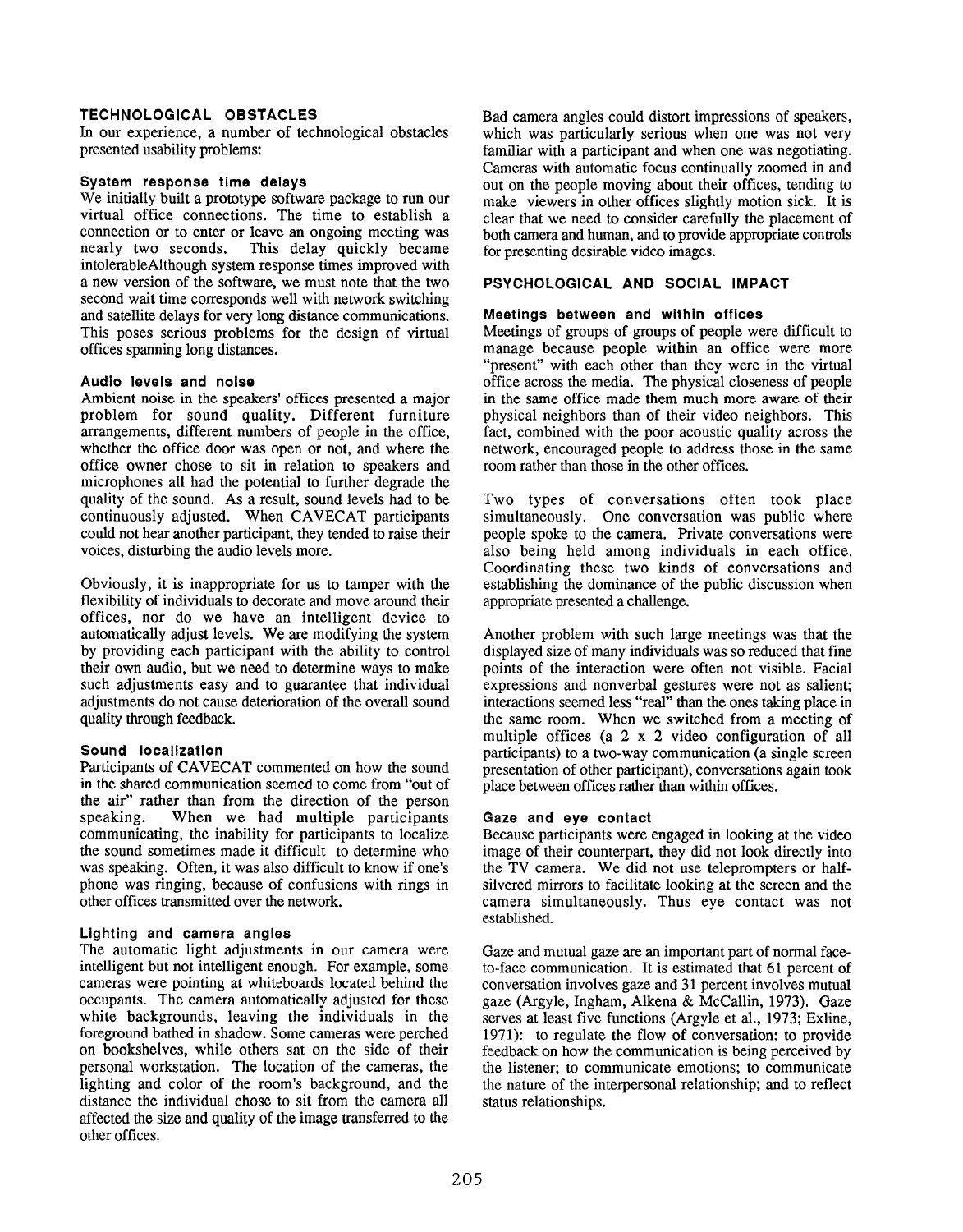## TECHNOLOGICAL OBSTACLES

In our experience, a number of technological obstacles presented usability problems:

### System response time delays

We initially built a prototype software package to run our virtual office connections. The time to establish a connection or to enter or leave an ongoing meeting was nearly two seconds. This delay quickly became intolerableAlthough system response times improved with a new version of the software, we must note that the two second wait time corresponds well with network switching and satellite delays for very long distance communications. This poses serious problems for the design of virtual offices spanning long distances.

### Audio levels and noise

Ambient noise in the speakers' offices presented a major problem for sound quality. Different furniture arrangements, different numbers of people in the office, whether the office door was open or not, and where the office owner chose to sit in relation to speakers and microphones all had the potential to further degrade the quality of the sound. As a result, sound levels had to be continuously adjusted. When CAVECAT participants could not hear another participant, they tended to raise their voices, disturbing the audio levels more.

Obviously, it is inappropriate for us to tamper with the flexibility of individuals to decorate and move around their offices, nor do we have an intelligent device to automatically adjust levels. We are modifying the system by providing each participant with the ability to control their own audio, but we need to determine ways to make such adjustments easy and to guarantee that individual adjustments do not cause deterioration of the overall sound quality through feedback.

### Sound localization

Participants of CAVECAT commented on how the sound in the shared communication seemed to come from "out of the air" rather than from the direction of the person speaking. When we had multiple participants communicating, the inability for participants to localize the sound sometimes made it difficult to determine who was speaking. Often, it was also difficult to know if one's phone was ringing, because of confusions with rings in other offices transmitted over the network.

### Lighting and camera angles

The automatic light adjustments in our camera were intelligent but not intelligent enough. For example, some cameras were pointing at whiteboards located behind the occupants. The camera automatically adjusted for these white backgrounds, leaving the individuals in the foreground bathed in shadow. Some cameras were perched on bookshelves, while others sat on the side of their personal workstation. The location of the cameras, the lighting and color of the room's background, and the distance the individual chose to sit from the camera all affected the size and quality of the image transferred to the other offices.

Bad camera angles could distort impressions of speakers, which was particularly serious when one was not very familiar with a participant and when one was negotiating. Cameras with automatic focus continually zoomed in and out on the people moving about their offices, tending to make viewers in other offices slightly motion sick. It is clear that we need to consider carefully the placement of both camera and human, and to provide appropriate controls for presenting desirable video images.

## PSYCHOLOGICAL AND SOCIAL IMPACT

### Meetings between and within offices

Meetings of groups of groups of people were difficult to manage because people within an office were more "present" with each other than they were in the virtual office across the media. The physical closeness of people in the same office made them much more aware of their physical neighbors than of their video neighbors. This fact, combined with the poor acoustic quality across the network, encouraged people to address those in the same room rather than those in the other offices.

Two types of conversations often took place simultaneously. One conversation was public where people spoke to the camera. Private conversations were also being held among individuals in each office. Coordinating these two kinds of conversations and establishing the dominance of the public discussion when appropriate presented a challenge.

Another problem with such large meetings was that the displayed size of many individuals was so reduced that fine points of the interaction were often not visible. Facial expressions and nonverbal gestures were not as salient; interactions seemed less "real" than the ones taking place in the same room. When we switched from a meeting of multiple offices (a 2 x 2 video configuration of all participants) to a two-way communication (a single screen presentation of other participant), conversations again took place between offices rather than within offices.

### Gaze and eye contact

Because participants were engaged in looking at the video image of their counterpart, they did not look directly into the TV camera. We did not use teleprompters or half-silvered mirrors to facilitate looking at the screen and the camera simultaneously. Thus eye contact was not established.

Gaze and mutual gaze are an important part of normal face-to-face communication. It is estimated that 61 percent of conversation involves gaze and 31 percent involves mutual gaze (Argyle, Ingham, Alkena & McCallin, 1973). Gaze serves at least five functions (Argyle et al., 1973; Exline, 1971): to regulate the flow of conversation; to provide feedback on how the communication is being perceived by the listener; to communicate emotions; to communicate the nature of the interpersonal relationship; and to reflect status relationships.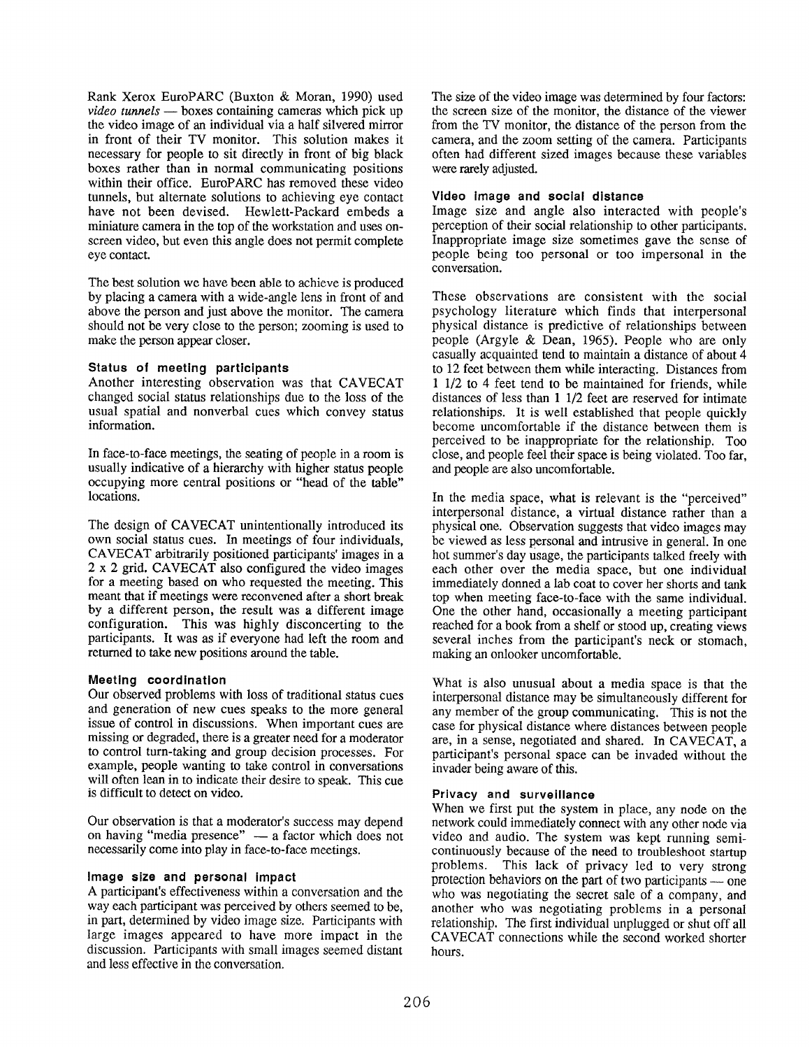Rank Xerox EuroPARC (Buxton & Moran, 1990) used *video tunnels* — boxes containing cameras which pick up the video image of an individual via a half silvered mirror in front of their TV monitor. This solution makes it necessary for people to sit directly in front of big black boxes rather than in normal communicating positions within their office. EuroPARC has removed these video tunnels, but alternate solutions to achieving eye contact have not been devised. Hewlett-Packard embeds a miniature camera in the top of the workstation and uses on-screen video, but even this angle does not permit complete eye contact.

The best solution we have been able to achieve is produced by placing a camera with a wide-angle lens in front of and above the person and just above the monitor. The camera should not be very close to the person; zooming is used to make the person appear closer.

### Status of meeting participants

Another interesting observation was that CAVECAT changed social status relationships due to the loss of the usual spatial and nonverbal cues which convey status information.

In face-to-face meetings, the seating of people in a room is usually indicative of a hierarchy with higher status people occupying more central positions or "head of the table" locations.

The design of CAVECAT unintentionally introduced its own social status cues. In meetings of four individuals, CAVECAT arbitrarily positioned participants' images in a 2 x 2 grid. CAVECAT also configured the video images for a meeting based on who requested the meeting. This meant that if meetings were reconvened after a short break by a different person, the result was a different image configuration. This was highly disconcerting to the participants. It was as if everyone had left the room and returned to take new positions around the table.

### Meeting coordination

Our observed problems with loss of traditional status cues and generation of new cues speaks to the more general issue of control in discussions. When important cues are missing or degraded, there is a greater need for a moderator to control turn-taking and group decision processes. For example, people wanting to take control in conversations will often lean in to indicate their desire to speak. This cue is difficult to detect on video.

Our observation is that a moderator's success may depend on having "media presence" — a factor which does not necessarily come into play in face-to-face meetings.

### Image size and personal impact

A participant's effectiveness within a conversation and the way each participant was perceived by others seemed to be, in part, determined by video image size. Participants with large images appeared to have more impact in the discussion. Participants with small images seemed distant and less effective in the conversation.

The size of the video image was determined by four factors: the screen size of the monitor, the distance of the viewer from the TV monitor, the distance of the person from the camera, and the zoom setting of the camera. Participants often had different sized images because these variables were rarely adjusted.

### Video image and social distance

Image size and angle also interacted with people's perception of their social relationship to other participants. Inappropriate image size sometimes gave the sense of people being too personal or too impersonal in the conversation.

These observations are consistent with the social psychology literature which finds that interpersonal physical distance is predictive of relationships between people (Argyle & Dean, 1965). People who are only casually acquainted tend to maintain a distance of about 4 to 12 feet between them while interacting. Distances from 1 1/2 to 4 feet tend to be maintained for friends, while distances of less than 1 1/2 feet are reserved for intimate relationships. It is well established that people quickly become uncomfortable if the distance between them is perceived to be inappropriate for the relationship. Too close, and people feel their space is being violated. Too far, and people are also uncomfortable.

In the media space, what is relevant is the "perceived" interpersonal distance, a virtual distance rather than a physical one. Observation suggests that video images may be viewed as less personal and intrusive in general. In one hot summer's day usage, the participants talked freely with each other over the media space, but one individual immediately donned a lab coat to cover her shorts and tank top when meeting face-to-face with the same individual. One the other hand, occasionally a meeting participant reached for a book from a shelf or stood up, creating views several inches from the participant's neck or stomach, making an onlooker uncomfortable.

What is also unusual about a media space is that the interpersonal distance may be simultaneously different for any member of the group communicating. This is not the case for physical distance where distances between people are, in a sense, negotiated and shared. In CAVECAT, a participant's personal space can be invaded without the invader being aware of this.

### Privacy and surveillance

When we first put the system in place, any node on the network could immediately connect with any other node via video and audio. The system was kept running semi-continuously because of the need to troubleshoot startup problems. This lack of privacy led to very strong protection behaviors on the part of two participants — one who was negotiating the secret sale of a company, and another who was negotiating problems in a personal relationship. The first individual unplugged or shut off all CAVECAT connections while the second worked shorter hours.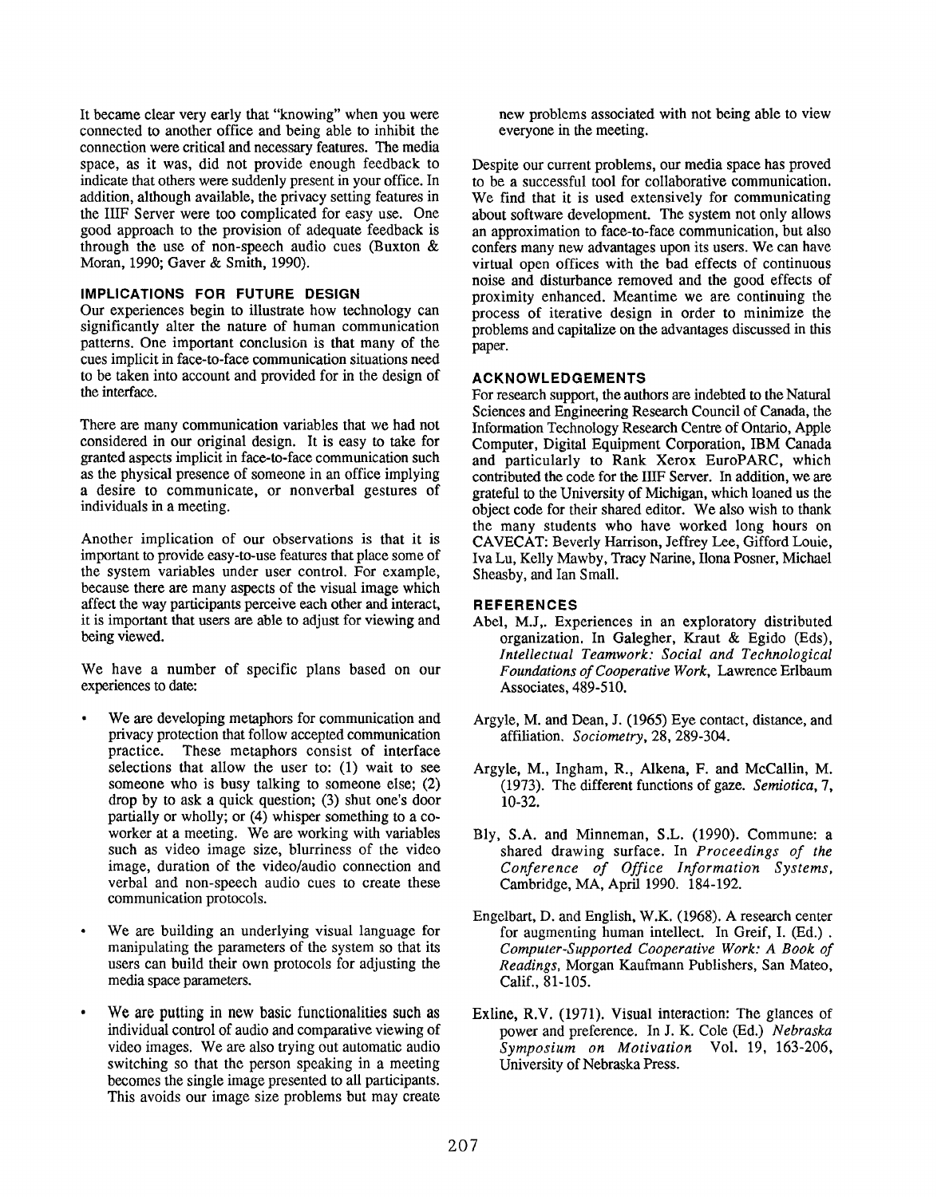It became clear very early that "knowing" when you were connected to another office and being able to inhibit the connection were critical and necessary features. The media space, as it was, did not provide enough feedback to indicate that others were suddenly present in your office. In addition, although available, the privacy setting features in the IIIF Server were too complicated for easy use. One good approach to the provision of adequate feedback is through the use of non-speech audio cues (Buxton & Moran, 1990; Gaver & Smith, 1990).

### IMPLICATIONS FOR FUTURE DESIGN

Our experiences begin to illustrate how technology can significantly alter the nature of human communication patterns. One important conclusion is that many of the cues implicit in face-to-face communication situations need to be taken into account and provided for in the design of the interface.

There are many communication variables that we had not considered in our original design. It is easy to take for granted aspects implicit in face-to-face communication such as the physical presence of someone in an office implying a desire to communicate, or nonverbal gestures of individuals in a meeting.

Another implication of our observations is that it is important to provide easy-to-use features that place some of the system variables under user control. For example, because there are many aspects of the visual image which affect the way participants perceive each other and interact, it is important that users are able to adjust for viewing and being viewed.

We have a number of specific plans based on our experiences to date:

- We are developing metaphors for communication and privacy protection that follow accepted communication practice. These metaphors consist of interface selections that allow the user to: (1) wait to see someone who is busy talking to someone else; (2) drop by to ask a quick question; (3) shut one's door partially or wholly; or (4) whisper something to a co-worker at a meeting. We are working with variables such as video image size, blurriness of the video image, duration of the video/audio connection and verbal and non-speech audio cues to create these communication protocols.
- We are building an underlying visual language for manipulating the parameters of the system so that its users can build their own protocols for adjusting the media space parameters.
- We are putting in new basic functionalities such as individual control of audio and comparative viewing of video images. We are also trying out automatic audio switching so that the person speaking in a meeting becomes the single image presented to all participants. This avoids our image size problems but may create new problems associated with not being able to view everyone in the meeting.

Despite our current problems, our media space has proved to be a successful tool for collaborative communication. We find that it is used extensively for communicating about software development. The system not only allows an approximation to face-to-face communication, but also confers many new advantages upon its users. We can have virtual open offices with the bad effects of continuous noise and disturbance removed and the good effects of proximity enhanced. Meantime we are continuing the process of iterative design in order to minimize the problems and capitalize on the advantages discussed in this paper.

### ACKNOWLEDGEMENTS

For research support, the authors are indebted to the Natural Sciences and Engineering Research Council of Canada, the Information Technology Research Centre of Ontario, Apple Computer, Digital Equipment Corporation, IBM Canada and particularly to Rank Xerox EuroPARC, which contributed the code for the IIIF Server. In addition, we are grateful to the University of Michigan, which loaned us the object code for their shared editor. We also wish to thank the many students who have worked long hours on CAVECAT: Beverly Harrison, Jeffrey Lee, Gifford Louie, Iva Lu, Kelly Mawby, Tracy Narine, Ilona Posner, Michael Sheasby, and Ian Small.

### REFERENCES

Abel, M.J,. Experiences in an exploratory distributed organization. In Galegher, Kraut & Egido (Eds), *Intellectual Teamwork: Social and Technological Foundations of Cooperative Work,* Lawrence Erlbaum Associates, 489-510.

Argyle, M. and Dean, J. (1965) Eye contact, distance, and affiliation. *Sociometry*, 28, 289-304.

Argyle, M., Ingham, R., Alkena, F. and McCallin, M. (1973). The different functions of gaze. *Semiotica*, 7, 10-32.

Bly, S.A. and Minneman, S.L. (1990). Commune: a shared drawing surface. In *Proceedings of the Conference of Office Information Systems*, Cambridge, MA, April 1990. 184-192.

Engelbart, D. and English, W.K. (1968). A research center for augmenting human intellect. In Greif, I. (Ed.) . *Computer-Supported Cooperative Work: A Book of Readings*, Morgan Kaufmann Publishers, San Mateo, Calif., 81-105.

Exline, R.V. (1971). Visual interaction: The glances of power and preference. In J. K. Cole (Ed.) *Nebraska Symposium on Motivation* Vol. 19, 163-206, University of Nebraska Press.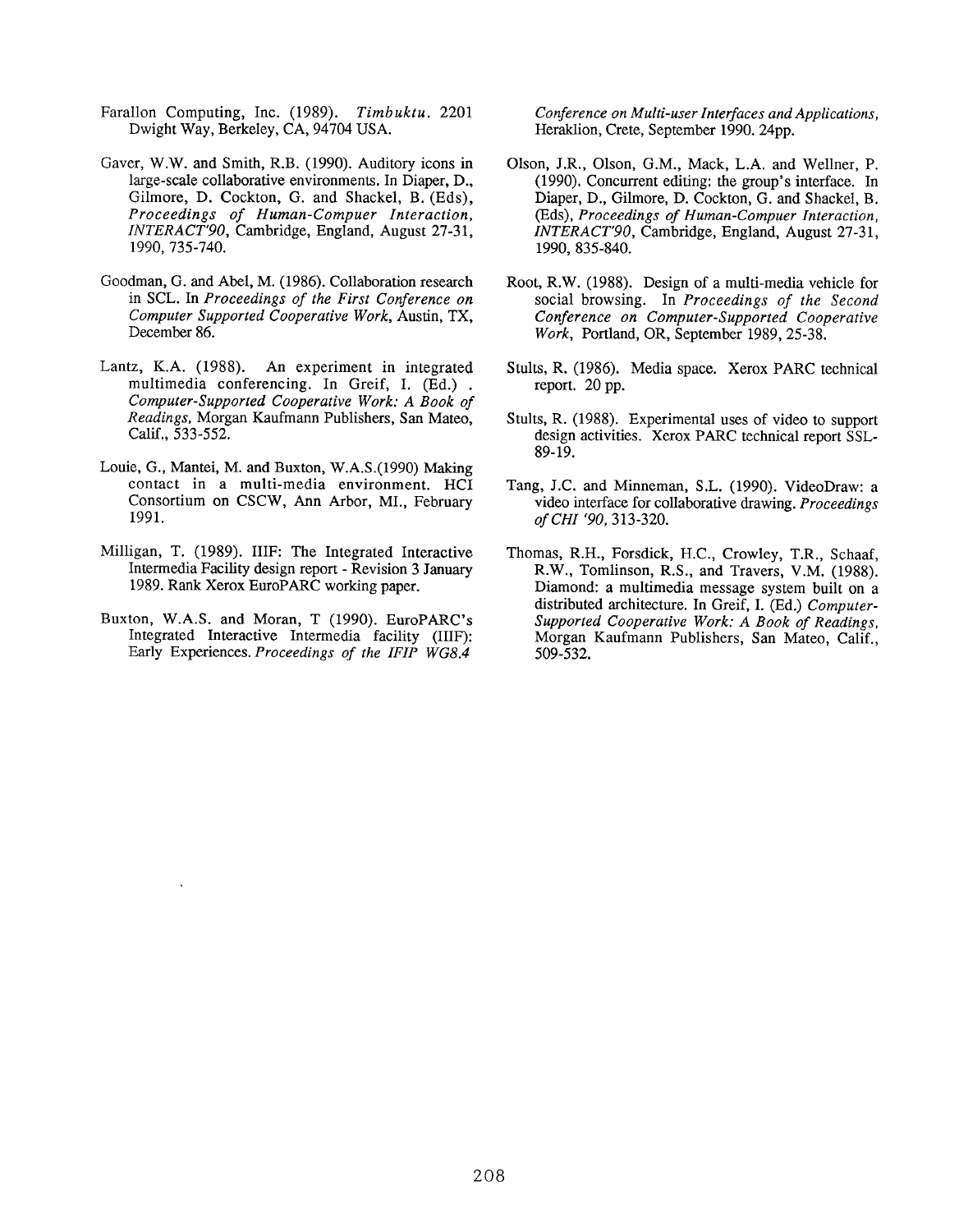Farallon Computing, Inc. (1989). *Timbuktu.* 2201 Dwight Way, Berkeley, CA, 94704 USA.

Gaver, W.W. and Smith, R.B. (1990). Auditory icons in large-scale collaborative environments. In Diaper, D., Gilmore, D. Cockton, G. and Shackel, B. (Eds), *Proceedings of Human-Compuer Interaction, INTERACT'90*, Cambridge, England, August 27-31, 1990, 735-740.

Goodman, G. and Abel, M. (1986). Collaboration research in SCL. In *Proceedings of the First Conference on Computer Supported Cooperative Work*, Austin, TX, December 86.

Lantz, K.A. (1988). An experiment in integrated multimedia conferencing. In Greif, I. (Ed.) . *Computer-Supported Cooperative Work: A Book of Readings*, Morgan Kaufmann Publishers, San Mateo, Calif., 533-552.

Louie, G., Mantei, M. and Buxton, W.A.S.(1990) Making contact in a multi-media environment. HCI Consortium on CSCW, Ann Arbor, MI., February 1991.

Milligan, T. (1989). IIIF: The Integrated Interactive Intermedia Facility design report - Revision 3 January 1989. Rank Xerox EuroPARC working paper.

Buxton, W.A.S. and Moran, T (1990). EuroPARC's Integrated Interactive Intermedia facility (IIIF): Early Experiences. *Proceedings of the IFIP WG8.4 Conference on Multi-user Interfaces and Applications*, Heraklion, Crete, September 1990. 24pp.

Olson, J.R., Olson, G.M., Mack, L.A. and Wellner, P. (1990). Concurrent editing: the group's interface. In Diaper, D., Gilmore, D. Cockton, G. and Shackel, B. (Eds), *Proceedings of Human-Compuer Interaction, INTERACT'90*, Cambridge, England, August 27-31, 1990, 835-840.

Root, R.W. (1988). Design of a multi-media vehicle for social browsing. In *Proceedings of the Second Conference on Computer-Supported Cooperative Work*, Portland, OR, September 1989, 25-38.

Stults, R. (1986). Media space. Xerox PARC technical report. 20 pp.

Stults, R. (1988). Experimental uses of video to support design activities. Xerox PARC technical report SSL-89-19.

Tang, J.C. and Minneman, S.L. (1990). VideoDraw: a video interface for collaborative drawing. *Proceedings of CHI '90*, 313-320.

Thomas, R.H., Forsdick, H.C., Crowley, T.R., Schaaf, R.W., Tomlinson, R.S., and Travers, V.M. (1988). Diamond: a multimedia message system built on a distributed architecture. In Greif, I. (Ed.) *Computer-Supported Cooperative Work: A Book of Readings*, Morgan Kaufmann Publishers, San Mateo, Calif., 509-532.